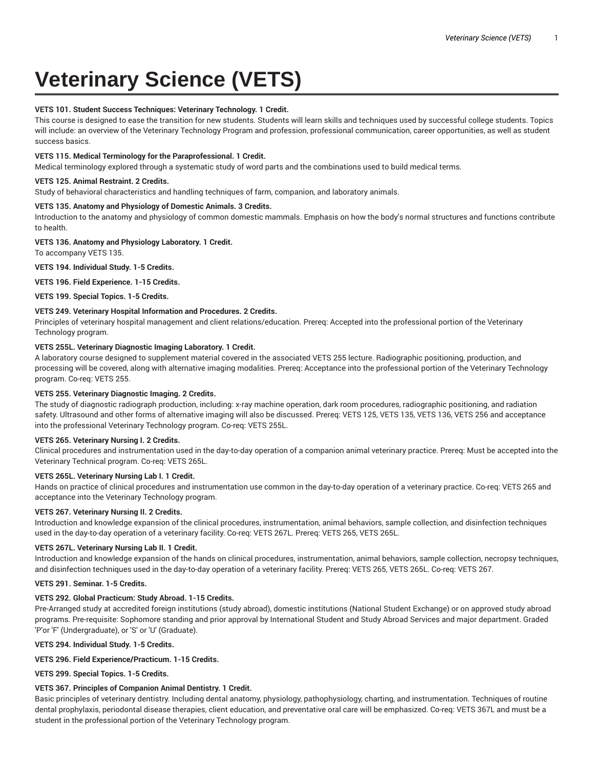# Veterinary Science (VETS)

**VETS 101. Student Success Techniques: Veterinary Technology. 1 Credit.**

This course is designed to ease the transition for new students. Students will learn skills and techniques used by successful college students. Topics will include: an overview of the Veterinary Technology Program and profession, professional communication, career opportunities, as well as student success basics.

**VETS 115. Medical Terminology for the Paraprofessional. 1 Credit.**

Medical terminology explored through a systematic study of word parts and the combinations used to build medical terms.

**VETS 125. Animal Restraint. 2 Credits.**

Study of behavioral characteristics and handling techniques of farm, companion, and laboratory animals.

**VETS 135. Anatomy and Physiology of Domestic Animals. 3 Credits.**

Introduction to the anatomy and physiology of common domestic mammals. Emphasis on how the body's normal structures and functions contribute to health.

**VETS 136. Anatomy and Physiology Laboratory. 1 Credit.**

To accompany VETS 135.

**VETS 194. Individual Study. 1-5 Credits.**

**VETS 196. Field Experience. 1-15 Credits.**

**VETS 199. Special Topics. 1-5 Credits.**

**VETS 249. Veterinary Hospital Information and Procedures. 2 Credits.**

Principles of veterinary hospital management and client relations/education. Prereq: Accepted into the professional portion of the Veterinary Technology program.

**VETS 255L. Veterinary Diagnostic Imaging Laboratory. 1 Credit.**

A laboratory course designed to supplement material covered in the associated VETS 255 lecture. Radiographic positioning, production, and processing will be covered, along with alternative imaging modalities. Prereq: Acceptance into the professional portion of the Veterinary Technology program. Co-req: VETS 255.

**VETS 255. Veterinary Diagnostic Imaging. 2 Credits.**

The study of diagnostic radiograph production, including: x-ray machine operation, dark room procedures, radiographic positioning, and radiation safety. Ultrasound and other forms of alternative imaging will also be discussed. Prereq: VETS 125, VETS 135, VETS 136, VETS 256 and acceptance into the professional Veterinary Technology program. Co-req: VETS 255L.

**VETS 265. Veterinary Nursing I. 2 Credits.**

Clinical procedures and instrumentation used in the day-to-day operation of a companion animal veterinary practice. Prereq: Must be accepted into the Veterinary Technical program. Co-req: VETS 265L.

**VETS 265L. Veterinary Nursing Lab I. 1 Credit.**

Hands on practice of clinical procedures and instrumentation use common in the day-to-day operation of a veterinary practice. Co-req: VETS 265 and acceptance into the Veterinary Technology program.

**VETS 267. Veterinary Nursing II. 2 Credits.**

Introduction and knowledge expansion of the clinical procedures, instrumentation, animal behaviors, sample collection, and disinfection techniques used in the day-to-day operation of a veterinary facility. Co-req: VETS 267L. Prereq: VETS 265, VETS 265L.

**VETS 267L. Veterinary Nursing Lab II. 1 Credit.**

Introduction and knowledge expansion of the hands on clinical procedures, instrumentation, animal behaviors, sample collection, necropsy techniques, and disinfection techniques used in the day-to-day operation of a veterinary facility. Prereq: VETS 265, VETS 265L. Co-req: VETS 267.

**VETS 291. Seminar. 1-5 Credits.**

**VETS 292. Global Practicum: Study Abroad. 1-15 Credits.**

Pre-Arranged study at accredited foreign institutions (study abroad), domestic institutions (National Student Exchange) or on approved study abroad programs. Pre-requisite: Sophomore standing and prior approval by International Student and Study Abroad Services and major department. Graded 'P'or 'F' (Undergraduate), or 'S' or 'U' (Graduate).

**VETS 294. Individual Study. 1-5 Credits.**

**VETS 296. Field Experience/Practicum. 1-15 Credits.**

**VETS 299. Special Topics. 1-5 Credits.**

**VETS 367. Principles of Companion Animal Dentistry. 1 Credit.**

Basic principles of veterinary dentistry. Including dental anatomy, physiology, pathophysiology, charting, and instrumentation. Techniques of routine dental prophylaxis, periodontal disease therapies, client education, and preventative oral care will be emphasized. Co-req: VETS 367L and must be a student in the professional portion of the Veterinary Technology program.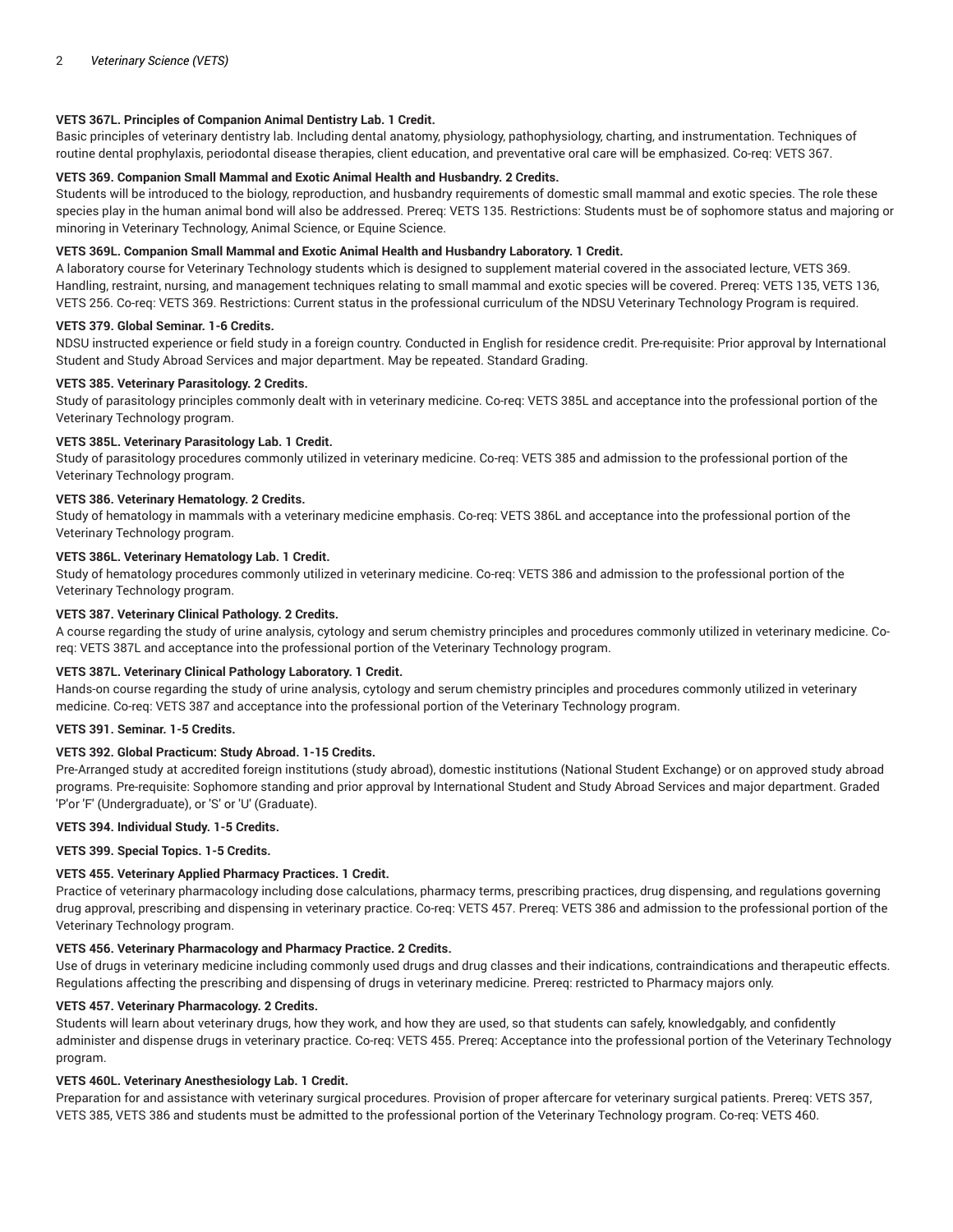**VETS 367L. Principles of Companion Animal Dentistry Lab. 1 Credit.**

Basic principles of veterinary dentistry lab. Including dental anatomy, physiology, pathophysiology, charting, and instrumentation. Techniques of routine dental prophylaxis, periodontal disease therapies, client education, and preventative oral care will be emphasized. Co-req: VETS 367.

**VETS 369. Companion Small Mammal and Exotic Animal Health and Husbandry. 2 Credits.**

Students will be introduced to the biology, reproduction, and husbandry requirements of domestic small mammal and exotic species. The role these species play in the human animal bond will also be addressed. Prereq: VETS 135. Restrictions: Students must be of sophomore status and majoring or minoring in Veterinary Technology, Animal Science, or Equine Science.

**VETS 369L. Companion Small Mammal and Exotic Animal Health and Husbandry Laboratory. 1 Credit.**

A laboratory course for Veterinary Technology students which is designed to supplement material covered in the associated lecture, VETS 369. Handling, restraint, nursing, and management techniques relating to small mammal and exotic species will be covered. Prereq: VETS 135, VETS 136, VETS 256. Co-req: VETS 369. Restrictions: Current status in the professional curriculum of the NDSU Veterinary Technology Program is required.

**VETS 379. Global Seminar. 1-6 Credits.**

NDSU instructed experience or field study in a foreign country. Conducted in English for residence credit. Pre-requisite: Prior approval by International Student and Study Abroad Services and major department. May be repeated. Standard Grading.

**VETS 385. Veterinary Parasitology. 2 Credits.**

Study of parasitology principles commonly dealt with in veterinary medicine. Co-req: VETS 385L and acceptance into the professional portion of the Veterinary Technology program.

**VETS 385L. Veterinary Parasitology Lab. 1 Credit.**

Study of parasitology procedures commonly utilized in veterinary medicine. Co-req: VETS 385 and admission to the professional portion of the Veterinary Technology program.

**VETS 386. Veterinary Hematology. 2 Credits.**

Study of hematology in mammals with a veterinary medicine emphasis. Co-req: VETS 386L and acceptance into the professional portion of the Veterinary Technology program.

**VETS 386L. Veterinary Hematology Lab. 1 Credit.**

Study of hematology procedures commonly utilized in veterinary medicine. Co-req: VETS 386 and admission to the professional portion of the Veterinary Technology program.

**VETS 387. Veterinary Clinical Pathology. 2 Credits.**

A course regarding the study of urine analysis, cytology and serum chemistry principles and procedures commonly utilized in veterinary medicine. Co-req: VETS 387L and acceptance into the professional portion of the Veterinary Technology program.

**VETS 387L. Veterinary Clinical Pathology Laboratory. 1 Credit.**

Hands-on course regarding the study of urine analysis, cytology and serum chemistry principles and procedures commonly utilized in veterinary medicine. Co-req: VETS 387 and acceptance into the professional portion of the Veterinary Technology program.

**VETS 391. Seminar. 1-5 Credits.**

**VETS 392. Global Practicum: Study Abroad. 1-15 Credits.**

Pre-Arranged study at accredited foreign institutions (study abroad), domestic institutions (National Student Exchange) or on approved study abroad programs. Pre-requisite: Sophomore standing and prior approval by International Student and Study Abroad Services and major department. Graded 'P'or 'F' (Undergraduate), or 'S' or 'U' (Graduate).

**VETS 394. Individual Study. 1-5 Credits.**

**VETS 399. Special Topics. 1-5 Credits.**

**VETS 455. Veterinary Applied Pharmacy Practices. 1 Credit.**

Practice of veterinary pharmacology including dose calculations, pharmacy terms, prescribing practices, drug dispensing, and regulations governing drug approval, prescribing and dispensing in veterinary practice. Co-req: VETS 457. Prereq: VETS 386 and admission to the professional portion of the Veterinary Technology program.

**VETS 456. Veterinary Pharmacology and Pharmacy Practice. 2 Credits.**

Use of drugs in veterinary medicine including commonly used drugs and drug classes and their indications, contraindications and therapeutic effects. Regulations affecting the prescribing and dispensing of drugs in veterinary medicine. Prereq: restricted to Pharmacy majors only.

**VETS 457. Veterinary Pharmacology. 2 Credits.**

Students will learn about veterinary drugs, how they work, and how they are used, so that students can safely, knowledgably, and confidently administer and dispense drugs in veterinary practice. Co-req: VETS 455. Prereq: Acceptance into the professional portion of the Veterinary Technology program.

**VETS 460L. Veterinary Anesthesiology Lab. 1 Credit.**

Preparation for and assistance with veterinary surgical procedures. Provision of proper aftercare for veterinary surgical patients. Prereq: VETS 357, VETS 385, VETS 386 and students must be admitted to the professional portion of the Veterinary Technology program. Co-req: VETS 460.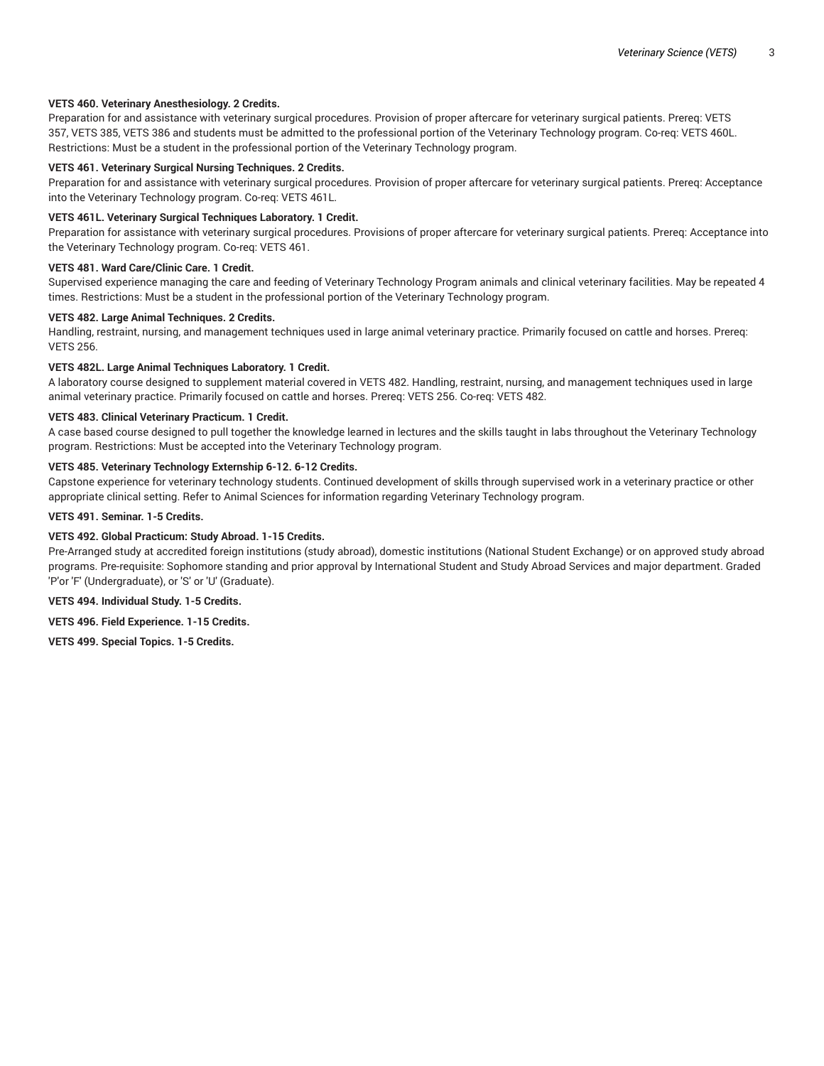**VETS 460. Veterinary Anesthesiology. 2 Credits.**
Preparation for and assistance with veterinary surgical procedures. Provision of proper aftercare for veterinary surgical patients. Prereq: VETS 357, VETS 385, VETS 386 and students must be admitted to the professional portion of the Veterinary Technology program. Co-req: VETS 460L. Restrictions: Must be a student in the professional portion of the Veterinary Technology program.

**VETS 461. Veterinary Surgical Nursing Techniques. 2 Credits.**
Preparation for and assistance with veterinary surgical procedures. Provision of proper aftercare for veterinary surgical patients. Prereq: Acceptance into the Veterinary Technology program. Co-req: VETS 461L.

**VETS 461L. Veterinary Surgical Techniques Laboratory. 1 Credit.**
Preparation for assistance with veterinary surgical procedures. Provisions of proper aftercare for veterinary surgical patients. Prereq: Acceptance into the Veterinary Technology program. Co-req: VETS 461.

**VETS 481. Ward Care/Clinic Care. 1 Credit.**
Supervised experience managing the care and feeding of Veterinary Technology Program animals and clinical veterinary facilities. May be repeated 4 times. Restrictions: Must be a student in the professional portion of the Veterinary Technology program.

**VETS 482. Large Animal Techniques. 2 Credits.**
Handling, restraint, nursing, and management techniques used in large animal veterinary practice. Primarily focused on cattle and horses. Prereq: VETS 256.

**VETS 482L. Large Animal Techniques Laboratory. 1 Credit.**
A laboratory course designed to supplement material covered in VETS 482. Handling, restraint, nursing, and management techniques used in large animal veterinary practice. Primarily focused on cattle and horses. Prereq: VETS 256. Co-req: VETS 482.

**VETS 483. Clinical Veterinary Practicum. 1 Credit.**
A case based course designed to pull together the knowledge learned in lectures and the skills taught in labs throughout the Veterinary Technology program. Restrictions: Must be accepted into the Veterinary Technology program.

**VETS 485. Veterinary Technology Externship 6-12. 6-12 Credits.**
Capstone experience for veterinary technology students. Continued development of skills through supervised work in a veterinary practice or other appropriate clinical setting. Refer to Animal Sciences for information regarding Veterinary Technology program.

**VETS 491. Seminar. 1-5 Credits.**

**VETS 492. Global Practicum: Study Abroad. 1-15 Credits.**
Pre-Arranged study at accredited foreign institutions (study abroad), domestic institutions (National Student Exchange) or on approved study abroad programs. Pre-requisite: Sophomore standing and prior approval by International Student and Study Abroad Services and major department. Graded 'P'or 'F' (Undergraduate), or 'S' or 'U' (Graduate).

**VETS 494. Individual Study. 1-5 Credits.**

**VETS 496. Field Experience. 1-15 Credits.**

**VETS 499. Special Topics. 1-5 Credits.**